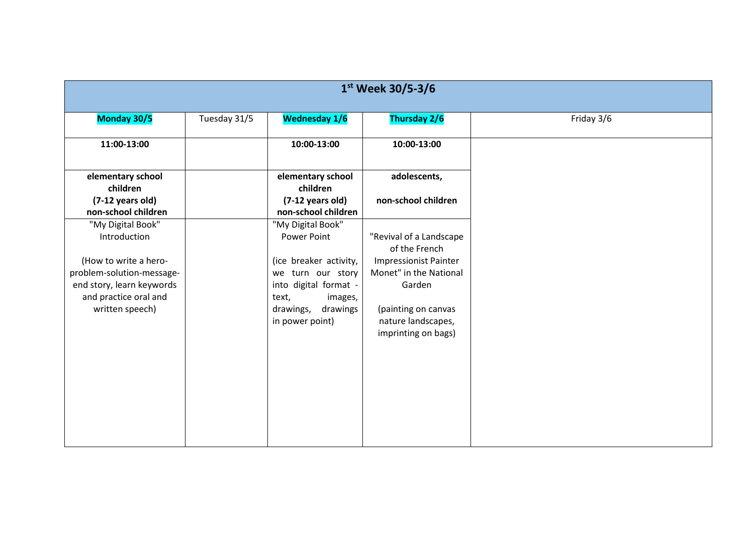| 1st Week 30/5-3/6 | | | | |
|---|---|---|---|---|
| **Monday 30/5** | Tuesday 31/5 | **Wednesday 1/6** | **Thursday 2/6** | Friday 3/6 |
| **11:00-13:00** | | **10:00-13:00** | **10:00-13:00** | |
| **elementary school children (7-12 years old) non-school children** | | **elementary school children (7-12 years old) non-school children** | **adolescents, non-school children** | |
| "My Digital Book" Introduction (How to write a hero-problem-solution-message-end story, learn keywords and practice oral and written speech) | | "My Digital Book" Power Point (ice breaker activity, we turn our story into digital format - text, images, drawings, drawings in power point) | "Revival of a Landscape of the French Impressionist Painter Monet" in the National Garden (painting on canvas nature landscapes, imprinting on bags) | |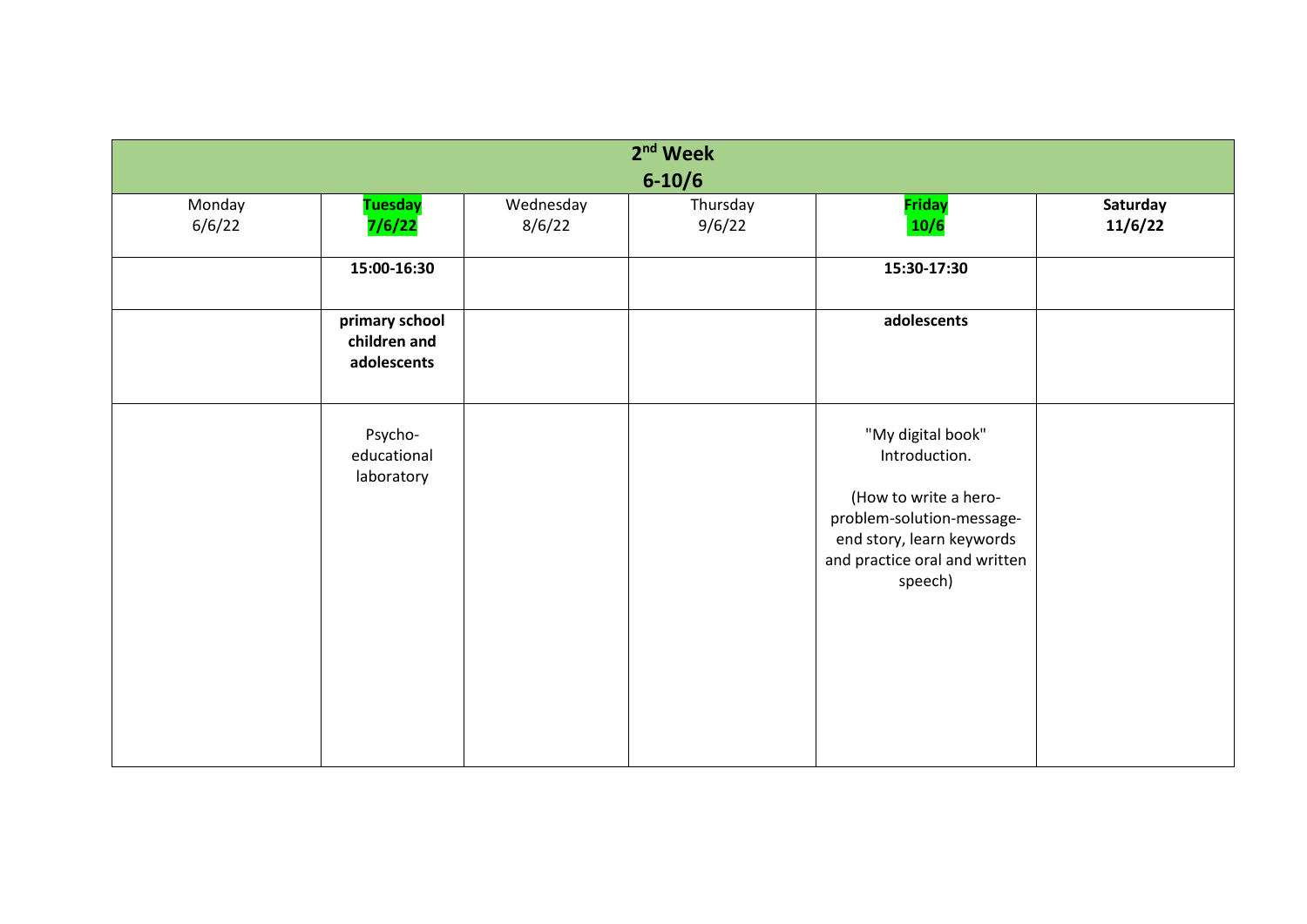| 2nd Week<br>6-10/6 | | | | | |
|---|---|---|---|---|---|
| Monday<br>6/6/22 | **Tuesday<br>7/6/22** | Wednesday<br>8/6/22 | Thursday<br>9/6/22 | **Friday<br>10/6** | **Saturday<br>11/6/22** |
| | **15:00-16:30** | | | **15:30-17:30** | |
| | **primary school children and adolescents** | | | **adolescents** | |
| | Psycho-educational laboratory | | | "My digital book" Introduction.<br><br>(How to write a hero-problem-solution-message-end story, learn keywords and practice oral and written speech) | |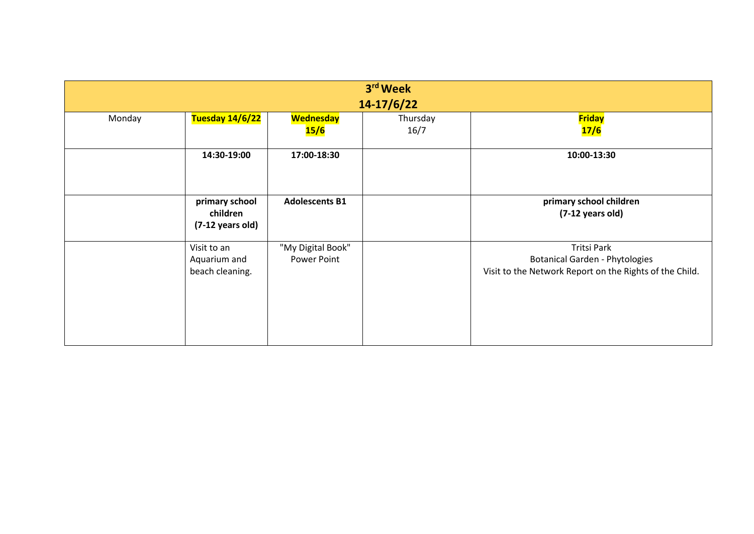| 3[rd] Week<br>14-17/6/22 | | | | |
|---|---|---|---|---|
| Monday | **Tuesday 14/6/22** | **Wednesday 15/6** | Thursday 16/7 | **Friday 17/6** |
| | **14:30-19:00** | **17:00-18:30** | | **10:00-13:30** |
| | **primary school children (7-12 years old)** | **Adolescents B1** | | **primary school children (7-12 years old)** |
| | Visit to an Aquarium and beach cleaning. | "My Digital Book" Power Point | | Tritsi Park<br>Botanical Garden - Phytologies<br>Visit to the Network Report on the Rights of the Child. |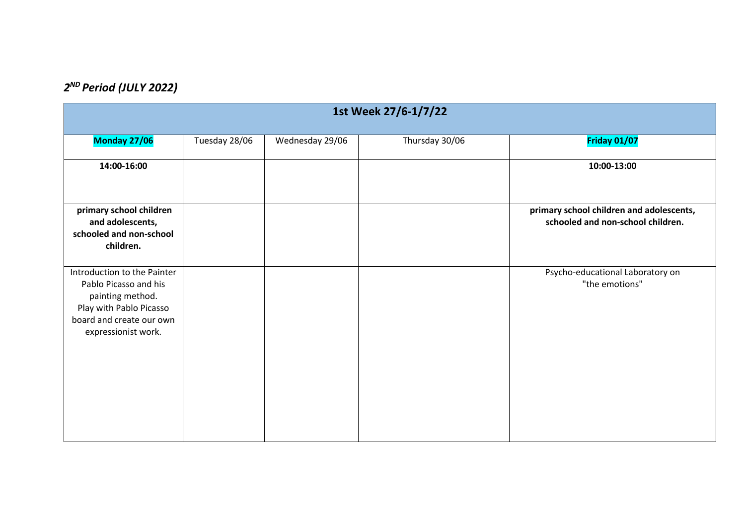## *2$^{ND}$ Period (JULY 2022)*

| 1st Week 27/6-1/7/22 | | | | |
|---|---|---|---|---|
| **Monday 27/06** | Tuesday 28/06 | Wednesday 29/06 | Thursday 30/06 | **Friday 01/07** |
| **14:00-16:00** | | | | **10:00-13:00** |
| **primary school children and adolescents, schooled and non-school children.** | | | | **primary school children and adolescents, schooled and non-school children.** |
| Introduction to the Painter Pablo Picasso and his painting method. Play with Pablo Picasso board and create our own expressionist work. | | | | Psycho-educational Laboratory on "the emotions" |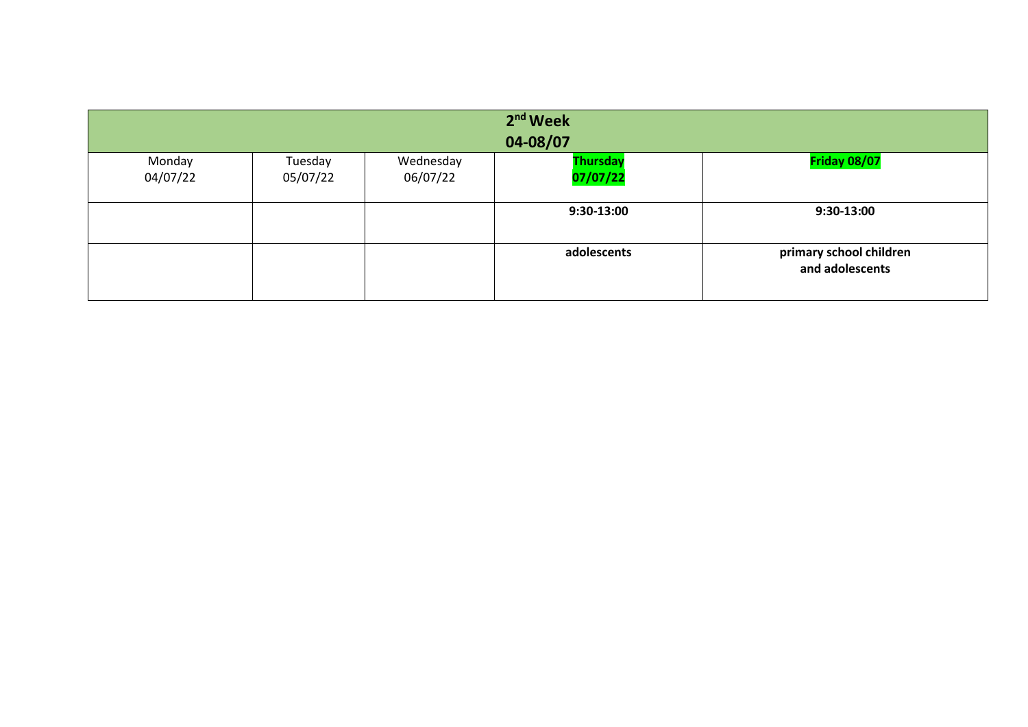| 2nd Week<br>04-08/07 | | | | |
|---|---|---|---|---|
| Monday<br>04/07/22 | Tuesday<br>05/07/22 | Wednesday<br>06/07/22 | **Thursday<br>07/07/22** | **Friday 08/07** |
| | | | **9:30-13:00** | **9:30-13:00** |
| | | | **adolescents** | **primary school children and adolescents** |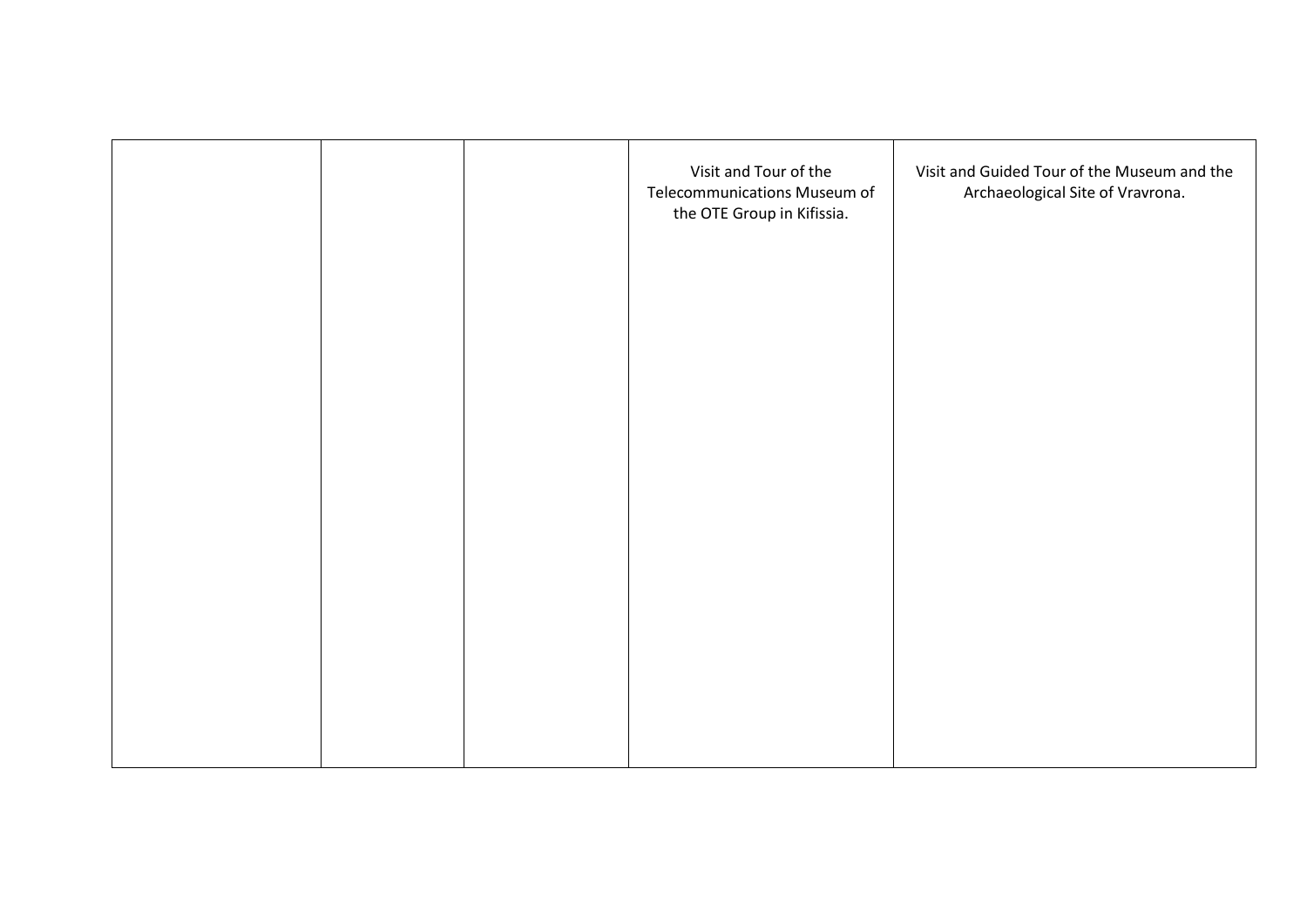|  |  |  | Visit and Tour of the Telecommunications Museum of the OTE Group in Kifissia. | Visit and Guided Tour of the Museum and the Archaeological Site of Vravrona. |
|---|---|---|---|---|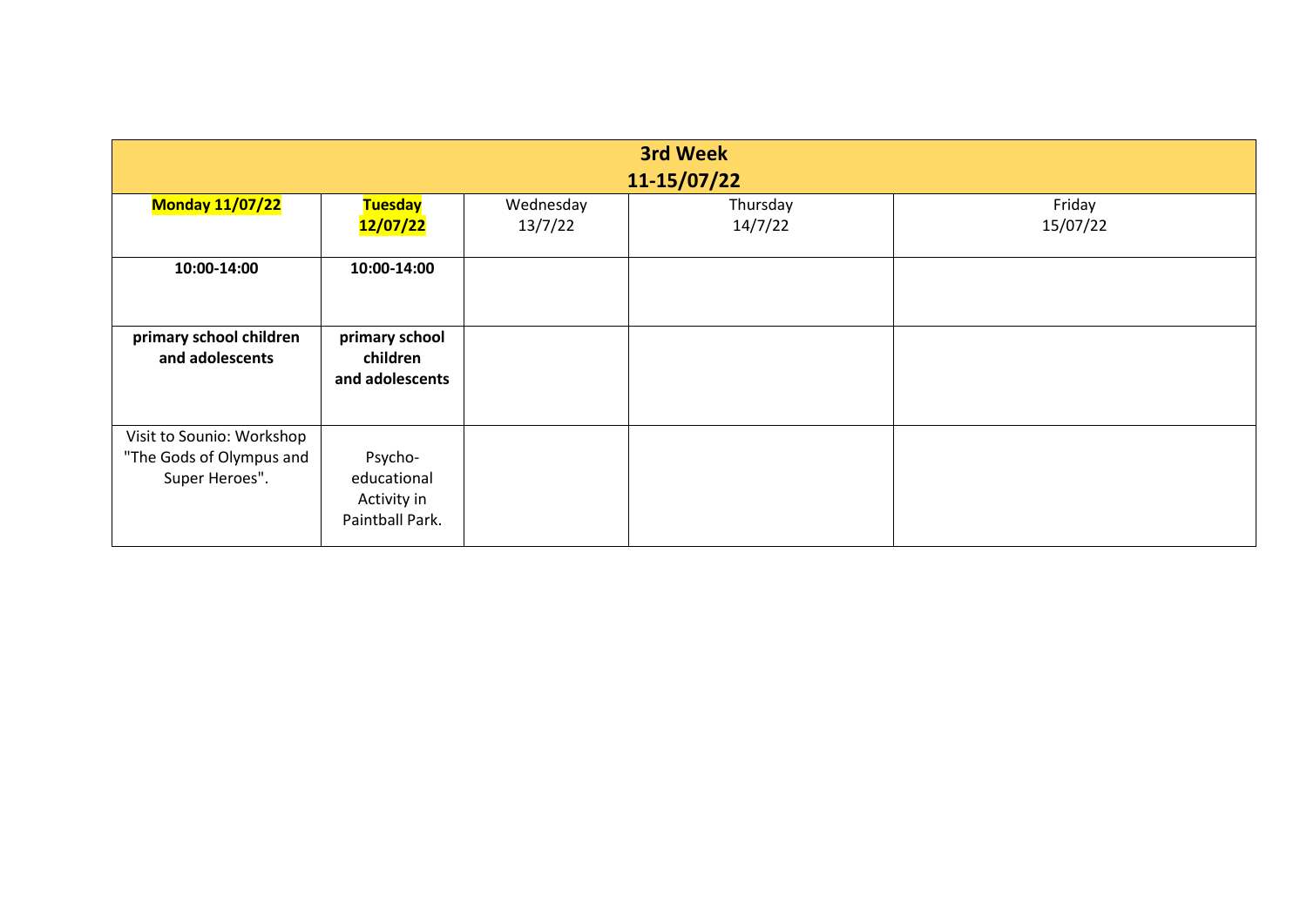| 3rd Week<br>11-15/07/22 | | | | |
|---|---|---|---|---|
| **Monday 11/07/22** | **Tuesday 12/07/22** | Wednesday 13/7/22 | Thursday 14/7/22 | Friday 15/07/22 |
| **10:00-14:00** | **10:00-14:00** | | | |
| **primary school children and adolescents** | **primary school children and adolescents** | | | |
| Visit to Sounio: Workshop "The Gods of Olympus and Super Heroes". | Psycho-educational Activity in Paintball Park. | | | |